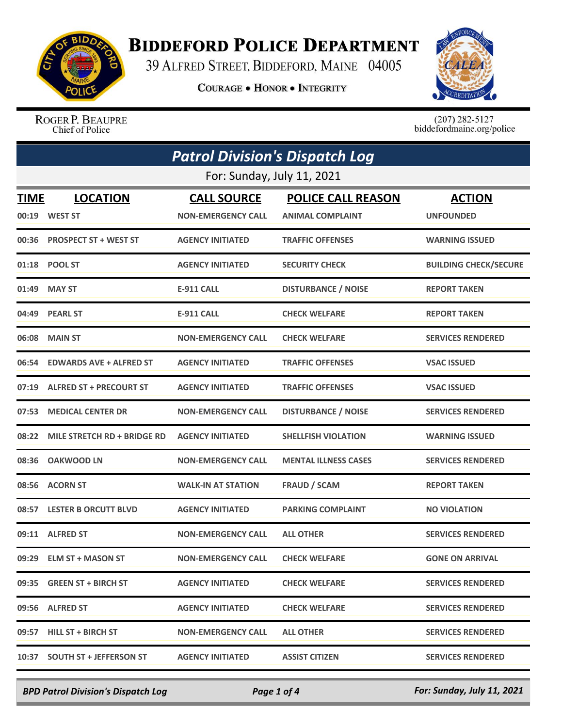# BIDDEFORD POLICE DEPARTMENT

39 ALFRED STREET, BIDDEFORD, MAINE 04005

COURAGE • HONOR • INTEGRITY

ROGER P. BEAUPRE
Chief of Police

(207) 282-5127
biddefordmaine.org/police

## *Patrol Division's Dispatch Log*

For: Sunday, July 11, 2021

| TIME | LOCATION | CALL SOURCE | POLICE CALL REASON | ACTION |
|---|---|---|---|---|
| 00:19 | WEST ST | NON-EMERGENCY CALL | ANIMAL COMPLAINT | UNFOUNDED |
| 00:36 | PROSPECT ST + WEST ST | AGENCY INITIATED | TRAFFIC OFFENSES | WARNING ISSUED |
| 01:18 | POOL ST | AGENCY INITIATED | SECURITY CHECK | BUILDING CHECK/SECURE |
| 01:49 | MAY ST | E-911 CALL | DISTURBANCE / NOISE | REPORT TAKEN |
| 04:49 | PEARL ST | E-911 CALL | CHECK WELFARE | REPORT TAKEN |
| 06:08 | MAIN ST | NON-EMERGENCY CALL | CHECK WELFARE | SERVICES RENDERED |
| 06:54 | EDWARDS AVE + ALFRED ST | AGENCY INITIATED | TRAFFIC OFFENSES | VSAC ISSUED |
| 07:19 | ALFRED ST + PRECOURT ST | AGENCY INITIATED | TRAFFIC OFFENSES | VSAC ISSUED |
| 07:53 | MEDICAL CENTER DR | NON-EMERGENCY CALL | DISTURBANCE / NOISE | SERVICES RENDERED |
| 08:22 | MILE STRETCH RD + BRIDGE RD | AGENCY INITIATED | SHELLFISH VIOLATION | WARNING ISSUED |
| 08:36 | OAKWOOD LN | NON-EMERGENCY CALL | MENTAL ILLNESS CASES | SERVICES RENDERED |
| 08:56 | ACORN ST | WALK-IN AT STATION | FRAUD / SCAM | REPORT TAKEN |
| 08:57 | LESTER B ORCUTT BLVD | AGENCY INITIATED | PARKING COMPLAINT | NO VIOLATION |
| 09:11 | ALFRED ST | NON-EMERGENCY CALL | ALL OTHER | SERVICES RENDERED |
| 09:29 | ELM ST + MASON ST | NON-EMERGENCY CALL | CHECK WELFARE | GONE ON ARRIVAL |
| 09:35 | GREEN ST + BIRCH ST | AGENCY INITIATED | CHECK WELFARE | SERVICES RENDERED |
| 09:56 | ALFRED ST | AGENCY INITIATED | CHECK WELFARE | SERVICES RENDERED |
| 09:57 | HILL ST + BIRCH ST | NON-EMERGENCY CALL | ALL OTHER | SERVICES RENDERED |
| 10:37 | SOUTH ST + JEFFERSON ST | AGENCY INITIATED | ASSIST CITIZEN | SERVICES RENDERED |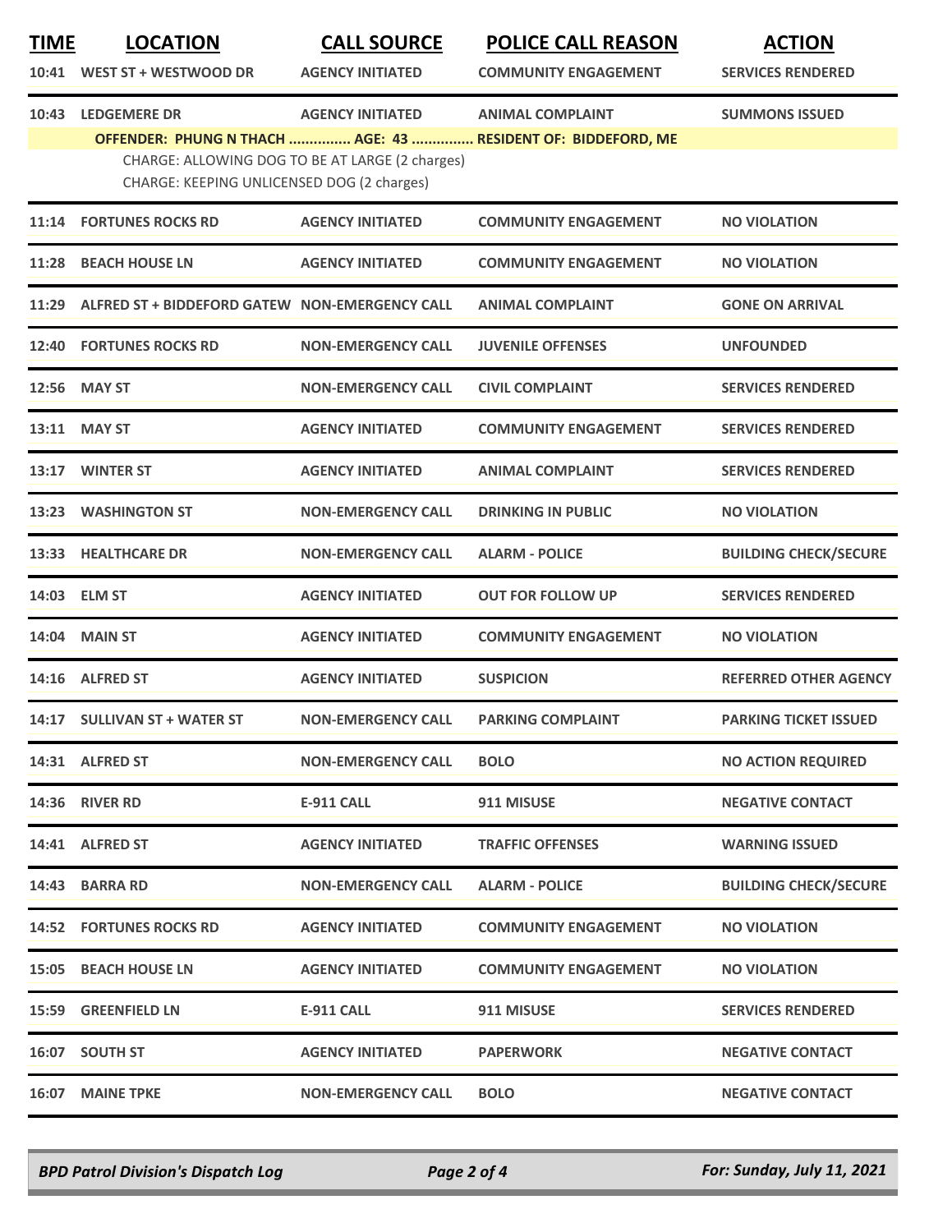| TIME | LOCATION | CALL SOURCE | POLICE CALL REASON | ACTION |
|---|---|---|---|---|
| 10:41 | WEST ST + WESTWOOD DR | AGENCY INITIATED | COMMUNITY ENGAGEMENT | SERVICES RENDERED |
| 10:43 | LEDGEMERE DR | AGENCY INITIATED | ANIMAL COMPLAINT | SUMMONS ISSUED |

**OFFENDER: PHUNG N THACH ............... AGE: 43 ............... RESIDENT OF: BIDDEFORD, ME**

CHARGE: ALLOWING DOG TO BE AT LARGE (2 charges)
CHARGE: KEEPING UNLICENSED DOG (2 charges)

| TIME | LOCATION | CALL SOURCE | POLICE CALL REASON | ACTION |
|---|---|---|---|---|
| 11:14 | FORTUNES ROCKS RD | AGENCY INITIATED | COMMUNITY ENGAGEMENT | NO VIOLATION |
| 11:28 | BEACH HOUSE LN | AGENCY INITIATED | COMMUNITY ENGAGEMENT | NO VIOLATION |
| 11:29 | ALFRED ST + BIDDEFORD GATEW | NON-EMERGENCY CALL | ANIMAL COMPLAINT | GONE ON ARRIVAL |
| 12:40 | FORTUNES ROCKS RD | NON-EMERGENCY CALL | JUVENILE OFFENSES | UNFOUNDED |
| 12:56 | MAY ST | NON-EMERGENCY CALL | CIVIL COMPLAINT | SERVICES RENDERED |
| 13:11 | MAY ST | AGENCY INITIATED | COMMUNITY ENGAGEMENT | SERVICES RENDERED |
| 13:17 | WINTER ST | AGENCY INITIATED | ANIMAL COMPLAINT | SERVICES RENDERED |
| 13:23 | WASHINGTON ST | NON-EMERGENCY CALL | DRINKING IN PUBLIC | NO VIOLATION |
| 13:33 | HEALTHCARE DR | NON-EMERGENCY CALL | ALARM - POLICE | BUILDING CHECK/SECURE |
| 14:03 | ELM ST | AGENCY INITIATED | OUT FOR FOLLOW UP | SERVICES RENDERED |
| 14:04 | MAIN ST | AGENCY INITIATED | COMMUNITY ENGAGEMENT | NO VIOLATION |
| 14:16 | ALFRED ST | AGENCY INITIATED | SUSPICION | REFERRED OTHER AGENCY |
| 14:17 | SULLIVAN ST + WATER ST | NON-EMERGENCY CALL | PARKING COMPLAINT | PARKING TICKET ISSUED |
| 14:31 | ALFRED ST | NON-EMERGENCY CALL | BOLO | NO ACTION REQUIRED |
| 14:36 | RIVER RD | E-911 CALL | 911 MISUSE | NEGATIVE CONTACT |
| 14:41 | ALFRED ST | AGENCY INITIATED | TRAFFIC OFFENSES | WARNING ISSUED |
| 14:43 | BARRA RD | NON-EMERGENCY CALL | ALARM - POLICE | BUILDING CHECK/SECURE |
| 14:52 | FORTUNES ROCKS RD | AGENCY INITIATED | COMMUNITY ENGAGEMENT | NO VIOLATION |
| 15:05 | BEACH HOUSE LN | AGENCY INITIATED | COMMUNITY ENGAGEMENT | NO VIOLATION |
| 15:59 | GREENFIELD LN | E-911 CALL | 911 MISUSE | SERVICES RENDERED |
| 16:07 | SOUTH ST | AGENCY INITIATED | PAPERWORK | NEGATIVE CONTACT |
| 16:07 | MAINE TPKE | NON-EMERGENCY CALL | BOLO | NEGATIVE CONTACT |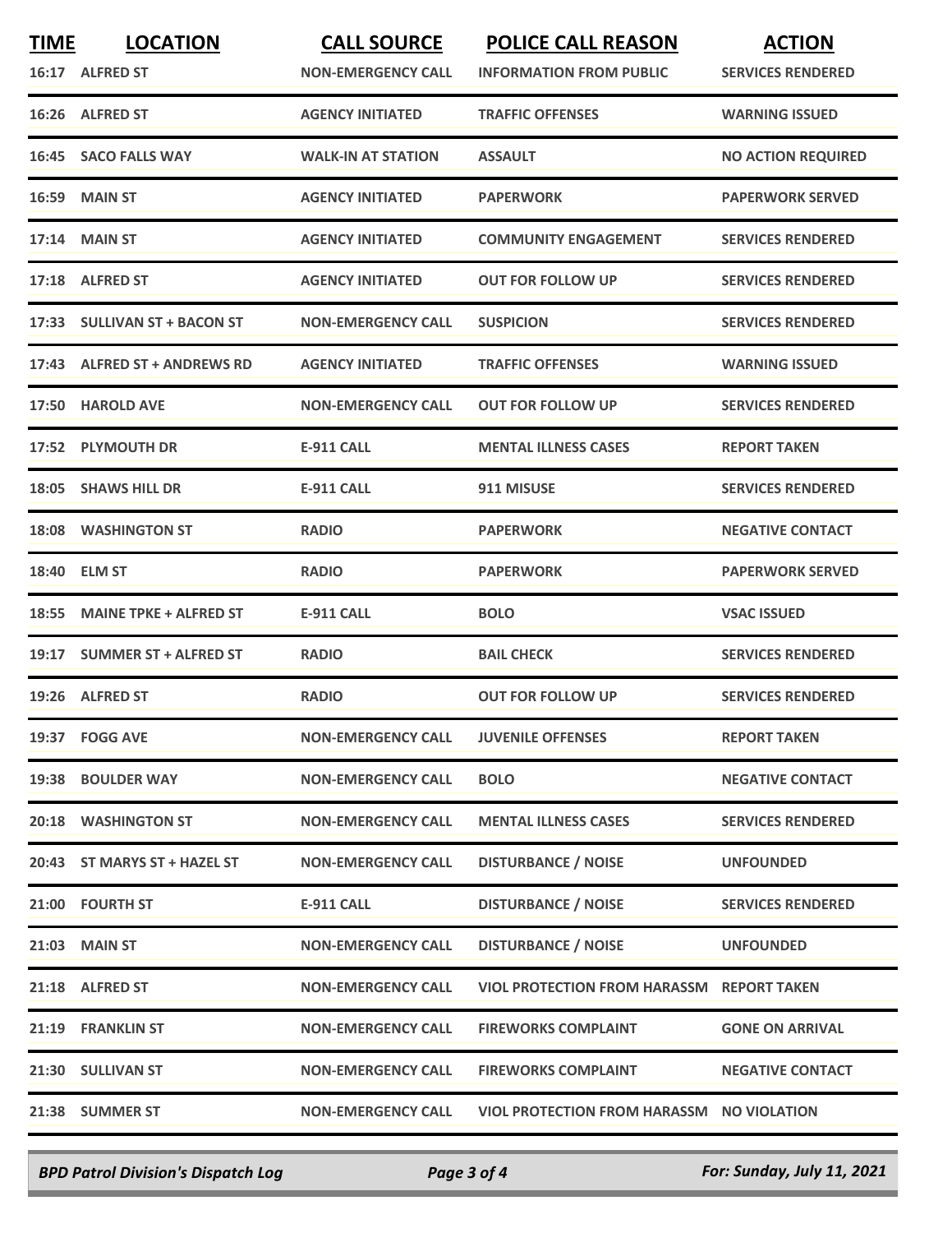| TIME | LOCATION | CALL SOURCE | POLICE CALL REASON | ACTION |
|---|---|---|---|---|
| 16:17 | ALFRED ST | NON-EMERGENCY CALL | INFORMATION FROM PUBLIC | SERVICES RENDERED |
| 16:26 | ALFRED ST | AGENCY INITIATED | TRAFFIC OFFENSES | WARNING ISSUED |
| 16:45 | SACO FALLS WAY | WALK-IN AT STATION | ASSAULT | NO ACTION REQUIRED |
| 16:59 | MAIN ST | AGENCY INITIATED | PAPERWORK | PAPERWORK SERVED |
| 17:14 | MAIN ST | AGENCY INITIATED | COMMUNITY ENGAGEMENT | SERVICES RENDERED |
| 17:18 | ALFRED ST | AGENCY INITIATED | OUT FOR FOLLOW UP | SERVICES RENDERED |
| 17:33 | SULLIVAN ST + BACON ST | NON-EMERGENCY CALL | SUSPICION | SERVICES RENDERED |
| 17:43 | ALFRED ST + ANDREWS RD | AGENCY INITIATED | TRAFFIC OFFENSES | WARNING ISSUED |
| 17:50 | HAROLD AVE | NON-EMERGENCY CALL | OUT FOR FOLLOW UP | SERVICES RENDERED |
| 17:52 | PLYMOUTH DR | E-911 CALL | MENTAL ILLNESS CASES | REPORT TAKEN |
| 18:05 | SHAWS HILL DR | E-911 CALL | 911 MISUSE | SERVICES RENDERED |
| 18:08 | WASHINGTON ST | RADIO | PAPERWORK | NEGATIVE CONTACT |
| 18:40 | ELM ST | RADIO | PAPERWORK | PAPERWORK SERVED |
| 18:55 | MAINE TPKE + ALFRED ST | E-911 CALL | BOLO | VSAC ISSUED |
| 19:17 | SUMMER ST + ALFRED ST | RADIO | BAIL CHECK | SERVICES RENDERED |
| 19:26 | ALFRED ST | RADIO | OUT FOR FOLLOW UP | SERVICES RENDERED |
| 19:37 | FOGG AVE | NON-EMERGENCY CALL | JUVENILE OFFENSES | REPORT TAKEN |
| 19:38 | BOULDER WAY | NON-EMERGENCY CALL | BOLO | NEGATIVE CONTACT |
| 20:18 | WASHINGTON ST | NON-EMERGENCY CALL | MENTAL ILLNESS CASES | SERVICES RENDERED |
| 20:43 | ST MARYS ST + HAZEL ST | NON-EMERGENCY CALL | DISTURBANCE / NOISE | UNFOUNDED |
| 21:00 | FOURTH ST | E-911 CALL | DISTURBANCE / NOISE | SERVICES RENDERED |
| 21:03 | MAIN ST | NON-EMERGENCY CALL | DISTURBANCE / NOISE | UNFOUNDED |
| 21:18 | ALFRED ST | NON-EMERGENCY CALL | VIOL PROTECTION FROM HARASSM | REPORT TAKEN |
| 21:19 | FRANKLIN ST | NON-EMERGENCY CALL | FIREWORKS COMPLAINT | GONE ON ARRIVAL |
| 21:30 | SULLIVAN ST | NON-EMERGENCY CALL | FIREWORKS COMPLAINT | NEGATIVE CONTACT |
| 21:38 | SUMMER ST | NON-EMERGENCY CALL | VIOL PROTECTION FROM HARASSM | NO VIOLATION |

*BPD Patrol Division's Dispatch Log* — *For: Sunday, July 11, 2021*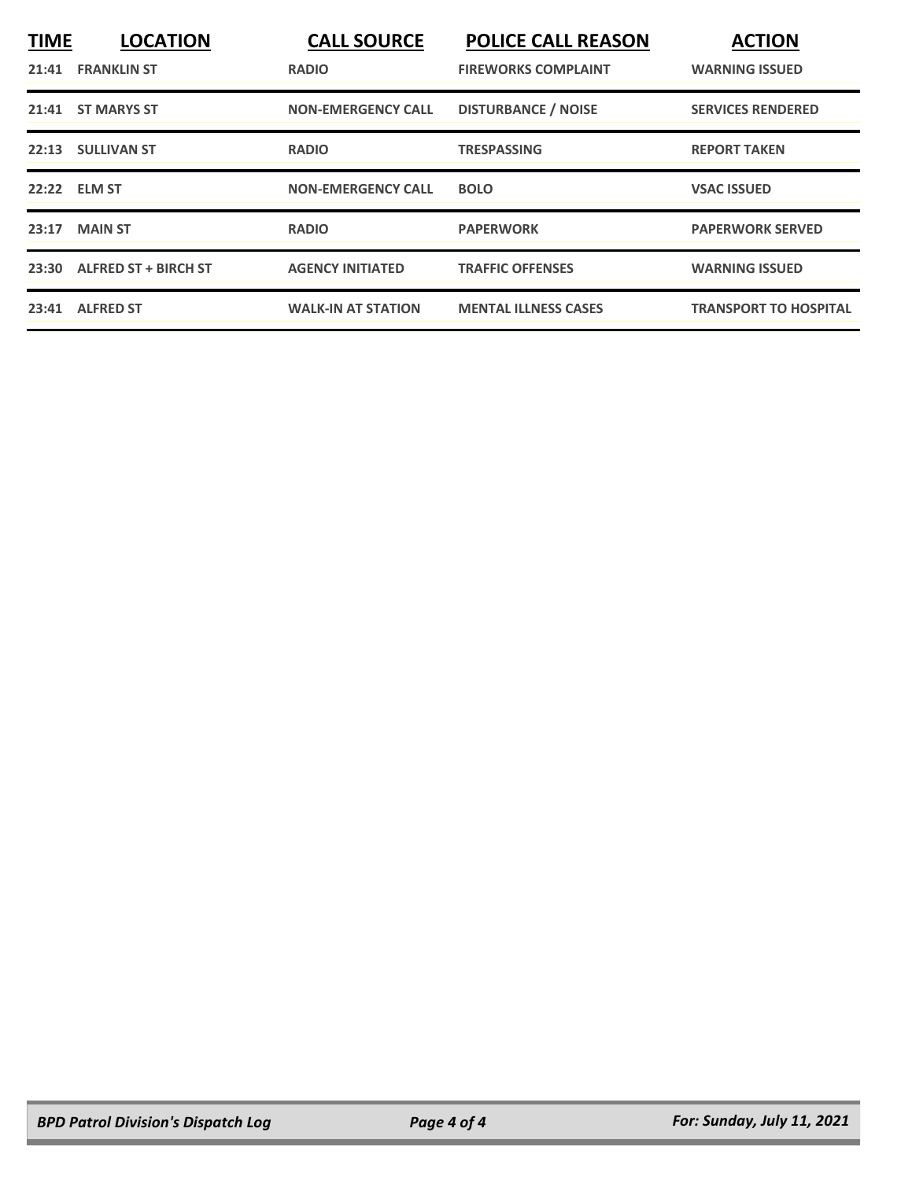| TIME | LOCATION | CALL SOURCE | POLICE CALL REASON | ACTION |
|---|---|---|---|---|
| 21:41 | FRANKLIN ST | RADIO | FIREWORKS COMPLAINT | WARNING ISSUED |
| 21:41 | ST MARYS ST | NON-EMERGENCY CALL | DISTURBANCE / NOISE | SERVICES RENDERED |
| 22:13 | SULLIVAN ST | RADIO | TRESPASSING | REPORT TAKEN |
| 22:22 | ELM ST | NON-EMERGENCY CALL | BOLO | VSAC ISSUED |
| 23:17 | MAIN ST | RADIO | PAPERWORK | PAPERWORK SERVED |
| 23:30 | ALFRED ST + BIRCH ST | AGENCY INITIATED | TRAFFIC OFFENSES | WARNING ISSUED |
| 23:41 | ALFRED ST | WALK-IN AT STATION | MENTAL ILLNESS CASES | TRANSPORT TO HOSPITAL |